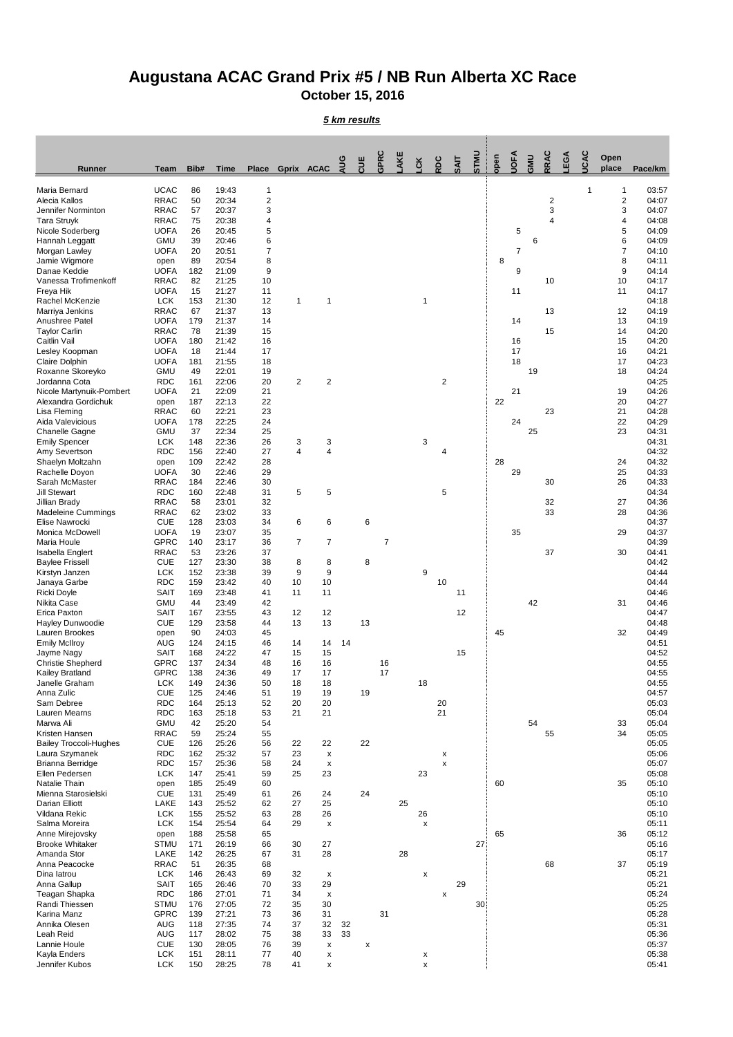## **Augustana ACAC Grand Prix #5 / NB Run Alberta XC Race October 15, 2016**

*5 km results*

| Runner                                     | Team                       | Bib#       | Time           | Place          |                | Gprix ACAC         | gua | <b>CUE</b> | GPRC           | AKE | -ck                | RDC                     | <b>SAIT</b> | <b>UNILS</b> | open | <b>UOFA</b>    | GMU | RRAC           | EGA | <b>UCAC</b> | Open<br>place  | Pace/km        |
|--------------------------------------------|----------------------------|------------|----------------|----------------|----------------|--------------------|-----|------------|----------------|-----|--------------------|-------------------------|-------------|--------------|------|----------------|-----|----------------|-----|-------------|----------------|----------------|
| Maria Bernard                              | <b>UCAC</b>                | 86         | 19:43          | 1              |                |                    |     |            |                |     |                    |                         |             |              |      |                |     |                |     | 1           | 1              | 03:57          |
| Alecia Kallos                              | <b>RRAC</b>                | 50         | 20:34          | $\overline{2}$ |                |                    |     |            |                |     |                    |                         |             |              |      |                |     | $\overline{2}$ |     |             | $\overline{2}$ | 04:07          |
| Jennifer Norminton                         | <b>RRAC</b>                | 57         | 20:37          | 3              |                |                    |     |            |                |     |                    |                         |             |              |      |                |     | 3              |     |             | 3              | 04:07          |
| <b>Tara Struyk</b>                         | <b>RRAC</b>                | 75         | 20:38          | 4              |                |                    |     |            |                |     |                    |                         |             |              |      |                |     | 4              |     |             | 4              | 04:08          |
| Nicole Soderberg<br>Hannah Leggatt         | <b>UOFA</b><br><b>GMU</b>  | 26<br>39   | 20:45<br>20:46 | 5<br>6         |                |                    |     |            |                |     |                    |                         |             |              |      | 5              | 6   |                |     |             | 5<br>6         | 04:09<br>04:09 |
| Morgan Lawley                              | <b>UOFA</b>                | 20         | 20:51          | $\overline{7}$ |                |                    |     |            |                |     |                    |                         |             |              |      | $\overline{7}$ |     |                |     |             | 7              | 04:10          |
| Jamie Wigmore                              | open                       | 89         | 20:54          | 8              |                |                    |     |            |                |     |                    |                         |             |              | 8    |                |     |                |     |             | 8              | 04:11          |
| Danae Keddie                               | <b>UOFA</b>                | 182        | 21:09          | 9              |                |                    |     |            |                |     |                    |                         |             |              |      | 9              |     |                |     |             | 9              | 04:14          |
| Vanessa Trofimenkoff                       | <b>RRAC</b>                | 82         | 21:25          | 10             |                |                    |     |            |                |     |                    |                         |             |              |      |                |     | 10             |     |             | 10             | 04:17          |
| Freya Hik                                  | <b>UOFA</b>                | 15         | 21:27          | 11             |                |                    |     |            |                |     |                    |                         |             |              |      | 11             |     |                |     |             | 11             | 04:17          |
| Rachel McKenzie                            | <b>LCK</b>                 | 153        | 21:30          | 12             | 1              | 1                  |     |            |                |     | 1                  |                         |             |              |      |                |     |                |     |             |                | 04:18          |
| Marriya Jenkins                            | <b>RRAC</b>                | 67         | 21:37          | 13             |                |                    |     |            |                |     |                    |                         |             |              |      |                |     | 13             |     |             | 12             | 04:19          |
| Anushree Patel                             | <b>UOFA</b>                | 179        | 21:37          | 14             |                |                    |     |            |                |     |                    |                         |             |              |      | 14             |     |                |     |             | 13             | 04:19          |
| <b>Taylor Carlin</b><br>Caitlin Vail       | <b>RRAC</b><br><b>UOFA</b> | 78<br>180  | 21:39<br>21:42 | 15<br>16       |                |                    |     |            |                |     |                    |                         |             |              |      | 16             |     | 15             |     |             | 14<br>15       | 04:20<br>04:20 |
| Lesley Koopman                             | <b>UOFA</b>                | 18         | 21:44          | 17             |                |                    |     |            |                |     |                    |                         |             |              |      | 17             |     |                |     |             | 16             | 04:21          |
| Claire Dolphin                             | <b>UOFA</b>                | 181        | 21:55          | 18             |                |                    |     |            |                |     |                    |                         |             |              |      | 18             |     |                |     |             | 17             | 04:23          |
| Roxanne Skoreyko                           | <b>GMU</b>                 | 49         | 22:01          | 19             |                |                    |     |            |                |     |                    |                         |             |              |      |                | 19  |                |     |             | 18             | 04:24          |
| Jordanna Cota                              | <b>RDC</b>                 | 161        | 22:06          | 20             | $\overline{2}$ | $\overline{2}$     |     |            |                |     |                    | 2                       |             |              |      |                |     |                |     |             |                | 04:25          |
| Nicole Martynuik-Pombert                   | <b>UOFA</b>                | 21         | 22:09          | 21             |                |                    |     |            |                |     |                    |                         |             |              |      | 21             |     |                |     |             | 19             | 04:26          |
| Alexandra Gordichuk                        | open                       | 187        | 22:13          | 22             |                |                    |     |            |                |     |                    |                         |             |              | 22   |                |     |                |     |             | 20             | 04:27          |
| Lisa Fleming                               | <b>RRAC</b>                | 60         | 22:21          | 23             |                |                    |     |            |                |     |                    |                         |             |              |      |                |     | 23             |     |             | 21             | 04:28          |
| Aida Valevicious                           | <b>UOFA</b>                | 178        | 22:25          | 24             |                |                    |     |            |                |     |                    |                         |             |              |      | 24             |     |                |     |             | 22             | 04:29          |
| Chanelle Gagne                             | <b>GMU</b>                 | 37         | 22:34          | 25             |                |                    |     |            |                |     |                    |                         |             |              |      |                | 25  |                |     |             | 23             | 04:31          |
| <b>Emily Spencer</b><br>Amy Severtson      | <b>LCK</b><br><b>RDC</b>   | 148<br>156 | 22:36<br>22:40 | 26<br>27       | 3<br>4         | 3<br>4             |     |            |                |     | 3                  | $\overline{4}$          |             |              |      |                |     |                |     |             |                | 04:31<br>04:32 |
| Shaelyn Moltzahn                           | open                       | 109        | 22:42          | 28             |                |                    |     |            |                |     |                    |                         |             |              | 28   |                |     |                |     |             | 24             | 04:32          |
| Rachelle Doyon                             | <b>UOFA</b>                | 30         | 22:46          | 29             |                |                    |     |            |                |     |                    |                         |             |              |      | 29             |     |                |     |             | 25             | 04:33          |
| Sarah McMaster                             | RRAC                       | 184        | 22:46          | 30             |                |                    |     |            |                |     |                    |                         |             |              |      |                |     | 30             |     |             | 26             | 04:33          |
| <b>Jill Stewart</b>                        | <b>RDC</b>                 | 160        | 22:48          | 31             | 5              | 5                  |     |            |                |     |                    | 5                       |             |              |      |                |     |                |     |             |                | 04:34          |
| Jillian Brady                              | <b>RRAC</b>                | 58         | 23:01          | 32             |                |                    |     |            |                |     |                    |                         |             |              |      |                |     | 32             |     |             | 27             | 04:36          |
| <b>Madeleine Cummings</b>                  | <b>RRAC</b>                | 62         | 23:02          | 33             |                |                    |     |            |                |     |                    |                         |             |              |      |                |     | 33             |     |             | 28             | 04:36          |
| Elise Nawrocki                             | <b>CUE</b>                 | 128        | 23:03          | 34             | 6              | 6                  |     | 6          |                |     |                    |                         |             |              |      |                |     |                |     |             |                | 04:37          |
| Monica McDowell                            | <b>UOFA</b>                | 19         | 23:07          | 35             |                |                    |     |            |                |     |                    |                         |             |              |      | 35             |     |                |     |             | 29             | 04:37          |
| Maria Houle                                | <b>GPRC</b>                | 140        | 23:17          | 36             | $\overline{7}$ | $\overline{7}$     |     |            | $\overline{7}$ |     |                    |                         |             |              |      |                |     |                |     |             |                | 04:39          |
| Isabella Englert<br><b>Baylee Frissell</b> | <b>RRAC</b><br><b>CUE</b>  | 53<br>127  | 23:26<br>23:30 | 37<br>38       | 8              | 8                  |     | 8          |                |     |                    |                         |             |              |      |                |     | 37             |     |             | 30             | 04:41<br>04:42 |
| Kirstyn Janzen                             | <b>LCK</b>                 | 152        | 23:38          | 39             | 9              | 9                  |     |            |                |     | 9                  |                         |             |              |      |                |     |                |     |             |                | 04:44          |
| Janaya Garbe                               | <b>RDC</b>                 | 159        | 23:42          | 40             | 10             | 10                 |     |            |                |     |                    | 10                      |             |              |      |                |     |                |     |             |                | 04:44          |
| Ricki Doyle                                | SAIT                       | 169        | 23:48          | 41             | 11             | 11                 |     |            |                |     |                    |                         | 11          |              |      |                |     |                |     |             |                | 04:46          |
| Nikita Case                                | <b>GMU</b>                 | 44         | 23:49          | 42             |                |                    |     |            |                |     |                    |                         |             |              |      |                | 42  |                |     |             | 31             | 04:46          |
| Erica Paxton                               | SAIT                       | 167        | 23:55          | 43             | 12             | 12                 |     |            |                |     |                    |                         | 12          |              |      |                |     |                |     |             |                | 04:47          |
| Hayley Dunwoodie                           | <b>CUE</b>                 | 129        | 23:58          | 44             | 13             | 13                 |     | 13         |                |     |                    |                         |             |              |      |                |     |                |     |             |                | 04:48          |
| Lauren Brookes                             | open                       | 90         | 24:03          | 45             |                |                    |     |            |                |     |                    |                         |             |              | 45   |                |     |                |     |             | 32             | 04:49          |
| <b>Emily McIlroy</b>                       | AUG                        | 124        | 24:15          | 46             | 14             | 14                 | 14  |            |                |     |                    |                         |             |              |      |                |     |                |     |             |                | 04:51          |
| Jayme Nagy<br><b>Christie Shepherd</b>     | <b>SAIT</b><br><b>GPRC</b> | 168<br>137 | 24:22<br>24:34 | 47<br>48       | 15<br>16       | 15<br>16           |     |            | 16             |     |                    |                         | 15          |              |      |                |     |                |     |             |                | 04:52<br>04:55 |
| Kailey Bratland                            | <b>GPRC</b>                | 138        | 24:36          | 49             | 17             | 17                 |     |            | 17             |     |                    |                         |             |              |      |                |     |                |     |             |                | 04:55          |
| Janelle Graham                             | <b>LCK</b>                 | 149        | 24:36          | 50             | 18             | 18                 |     |            |                |     | 18                 |                         |             |              |      |                |     |                |     |             |                | 04:55          |
| Anna Zulic                                 | <b>CUE</b>                 | 125        | 24:46          | 51             | 19             | 19                 |     | 19         |                |     |                    |                         |             |              |      |                |     |                |     |             |                | 04:57          |
| Sam Debree                                 | <b>RDC</b>                 | 164        | 25:13          | 52             | 20             | 20                 |     |            |                |     |                    | 20                      |             |              |      |                |     |                |     |             |                | 05:03          |
| Lauren Mearns                              | <b>RDC</b>                 | 163        | 25:18          | 53             | 21             | 21                 |     |            |                |     |                    | 21                      |             |              |      |                |     |                |     |             |                | 05:04          |
| Marwa Ali                                  | <b>GMU</b>                 | 42         | 25:20          | 54             |                |                    |     |            |                |     |                    |                         |             |              |      |                | 54  |                |     |             | 33             | 05:04          |
| Kristen Hansen                             | <b>RRAC</b>                | 59         | 25:24          | 55             |                |                    |     |            |                |     |                    |                         |             |              |      |                |     | 55             |     |             | 34             | 05:05          |
| <b>Bailey Troccoli-Hughes</b>              | <b>CUE</b>                 | 126        | 25:26          | 56             | 22             | 22                 |     | 22         |                |     |                    |                         |             |              |      |                |     |                |     |             |                | 05:05          |
| Laura Szymanek<br>Brianna Berridge         | <b>RDC</b><br><b>RDC</b>   | 162<br>157 | 25:32<br>25:36 | 57<br>58       | 23<br>24       | х                  |     |            |                |     |                    | x<br>$\pmb{\mathsf{x}}$ |             |              |      |                |     |                |     |             |                | 05:06<br>05:07 |
| Ellen Pedersen                             | <b>LCK</b>                 | 147        | 25:41          | 59             | 25             | х<br>23            |     |            |                |     | 23                 |                         |             |              |      |                |     |                |     |             |                | 05:08          |
| Natalie Thain                              | open                       | 185        | 25:49          | 60             |                |                    |     |            |                |     |                    |                         |             |              | 60   |                |     |                |     |             | 35             | 05:10          |
| Mienna Starosielski                        | <b>CUE</b>                 | 131        | 25:49          | 61             | 26             | 24                 |     | 24         |                |     |                    |                         |             |              |      |                |     |                |     |             |                | 05:10          |
| Darian Elliott                             | LAKE                       | 143        | 25:52          | 62             | 27             | 25                 |     |            |                | 25  |                    |                         |             |              |      |                |     |                |     |             |                | 05:10          |
| Vildana Rekic                              | <b>LCK</b>                 | 155        | 25:52          | 63             | 28             | 26                 |     |            |                |     | 26                 |                         |             |              |      |                |     |                |     |             |                | 05:10          |
| Salma Moreira                              | <b>LCK</b>                 | 154        | 25:54          | 64             | 29             | х                  |     |            |                |     | x                  |                         |             |              |      |                |     |                |     |             |                | 05:11          |
| Anne Mirejovsky                            | open                       | 188        | 25:58          | 65             |                |                    |     |            |                |     |                    |                         |             |              | 65   |                |     |                |     |             | 36             | 05:12          |
| <b>Brooke Whitaker</b>                     | <b>STMU</b>                | 171        | 26:19          | 66             | 30             | 27                 |     |            |                |     |                    |                         |             | 27           |      |                |     |                |     |             |                | 05:16          |
| Amanda Stor                                | LAKE                       | 142        | 26:25          | 67             | 31             | 28                 |     |            |                | 28  |                    |                         |             |              |      |                |     |                |     |             |                | 05:17          |
| Anna Peacocke<br>Dina latrou               | <b>RRAC</b><br><b>LCK</b>  | 51<br>146  | 26:35<br>26:43 | 68<br>69       | 32             |                    |     |            |                |     |                    |                         |             |              |      |                |     | 68             |     |             | 37             | 05:19<br>05:21 |
| Anna Gallup                                | <b>SAIT</b>                | 165        | 26:46          | 70             | 33             | х<br>29            |     |            |                |     | х                  |                         | 29          |              |      |                |     |                |     |             |                | 05:21          |
| Teagan Shapka                              | <b>RDC</b>                 | 186        | 27:01          | 71             | 34             | х                  |     |            |                |     |                    | x                       |             |              |      |                |     |                |     |             |                | 05:24          |
| Randi Thiessen                             | <b>STMU</b>                | 176        | 27:05          | 72             | 35             | 30                 |     |            |                |     |                    |                         |             | 30           |      |                |     |                |     |             |                | 05:25          |
| Karina Manz                                | <b>GPRC</b>                | 139        | 27:21          | 73             | 36             | 31                 |     |            | 31             |     |                    |                         |             |              |      |                |     |                |     |             |                | 05:28          |
| Annika Olesen                              | <b>AUG</b>                 | 118        | 27:35          | 74             | 37             | 32                 | 32  |            |                |     |                    |                         |             |              |      |                |     |                |     |             |                | 05:31          |
| Leah Reid                                  | <b>AUG</b>                 | 117        | 28:02          | 75             | 38             | 33                 | 33  |            |                |     |                    |                         |             |              |      |                |     |                |     |             |                | 05:36          |
| Lannie Houle                               | <b>CUE</b>                 | 130        | 28:05          | 76             | 39             | $\pmb{\mathsf{x}}$ |     | x          |                |     |                    |                         |             |              |      |                |     |                |     |             |                | 05:37          |
| Kayla Enders                               | <b>LCK</b>                 | 151        | 28:11          | 77             | 40             | x                  |     |            |                |     | х                  |                         |             |              |      |                |     |                |     |             |                | 05:38          |
| Jennifer Kubos                             | <b>LCK</b>                 | 150        | 28:25          | 78             | 41             | x                  |     |            |                |     | $\pmb{\mathsf{x}}$ |                         |             |              |      |                |     |                |     |             |                | 05:41          |